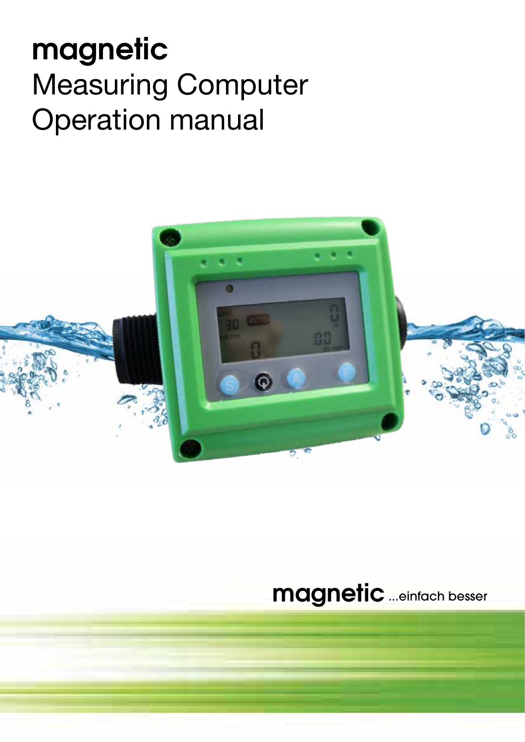# magnetic

Measuring Computer
Operation manual

magnetic ...einfach besser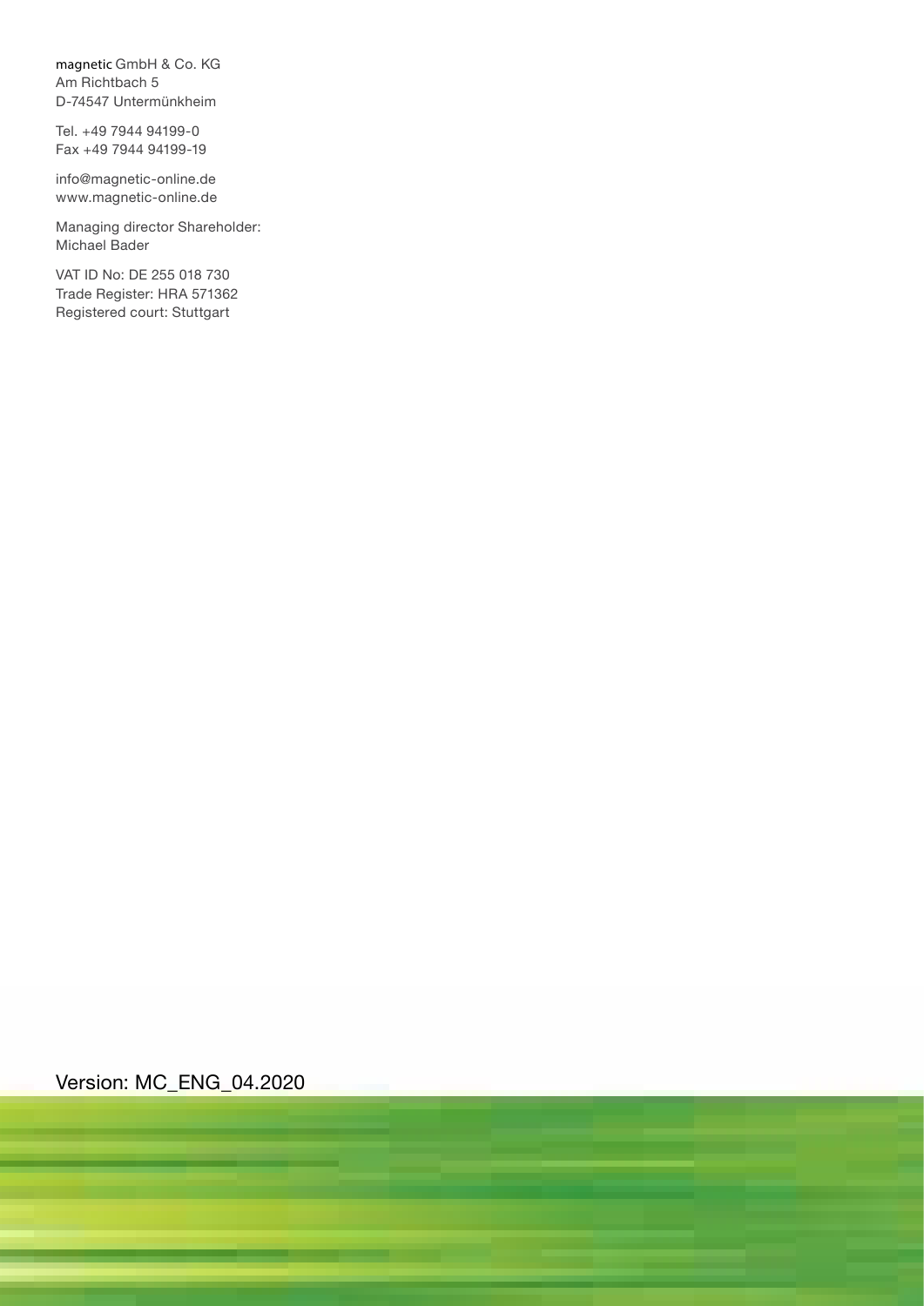magnetic GmbH & Co. KG
Am Richtbach 5
D-74547 Untermünkheim

Tel. +49 7944 94199-0
Fax +49 7944 94199-19

info@magnetic-online.de
www.magnetic-online.de

Managing director Shareholder:
Michael Bader

VAT ID No: DE 255 018 730
Trade Register: HRA 571362
Registered court: Stuttgart

Version: MC_ENG_04.2020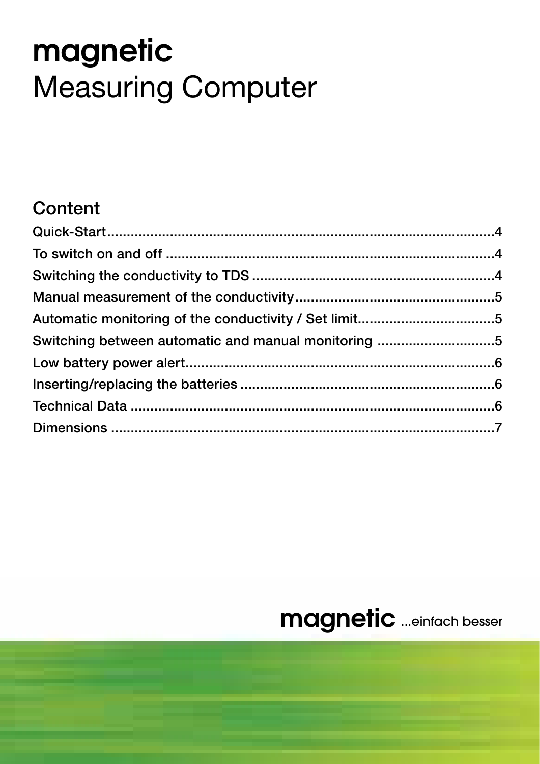# magnetic
# Measuring Computer

## Content

Quick-Start .................................................. 4
To switch on and off .................................................. 4
Switching the conductivity to TDS .................................................. 4
Manual measurement of the conductivity .................................................. 5
Automatic monitoring of the conductivity / Set limit .................................................. 5
Switching between automatic and manual monitoring .................................................. 5
Low battery power alert .................................................. 6
Inserting/replacing the batteries .................................................. 6
Technical Data .................................................. 6
Dimensions .................................................. 7

magnetic ...einfach besser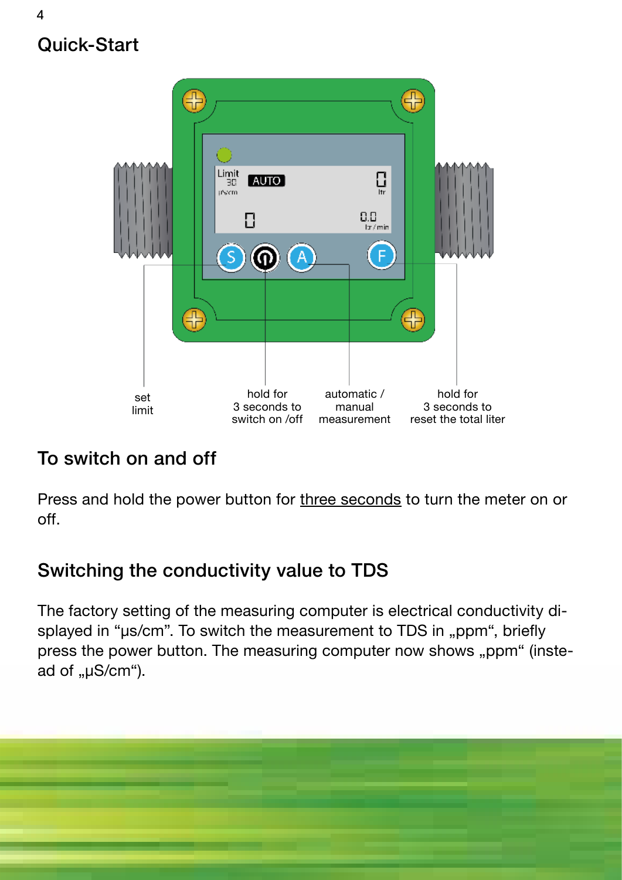## Quick-Start

set limit

hold for 3 seconds to switch on /off

automatic / manual measurement

hold for 3 seconds to reset the total liter

### To switch on and off

Press and hold the power button for <u>three seconds</u> to turn the meter on or off.

### Switching the conductivity value to TDS

The factory setting of the measuring computer is electrical conductivity displayed in “µs/cm”. To switch the measurement to TDS in „ppm“, briefly press the power button. The measuring computer now shows „ppm“ (instead of „µS/cm“).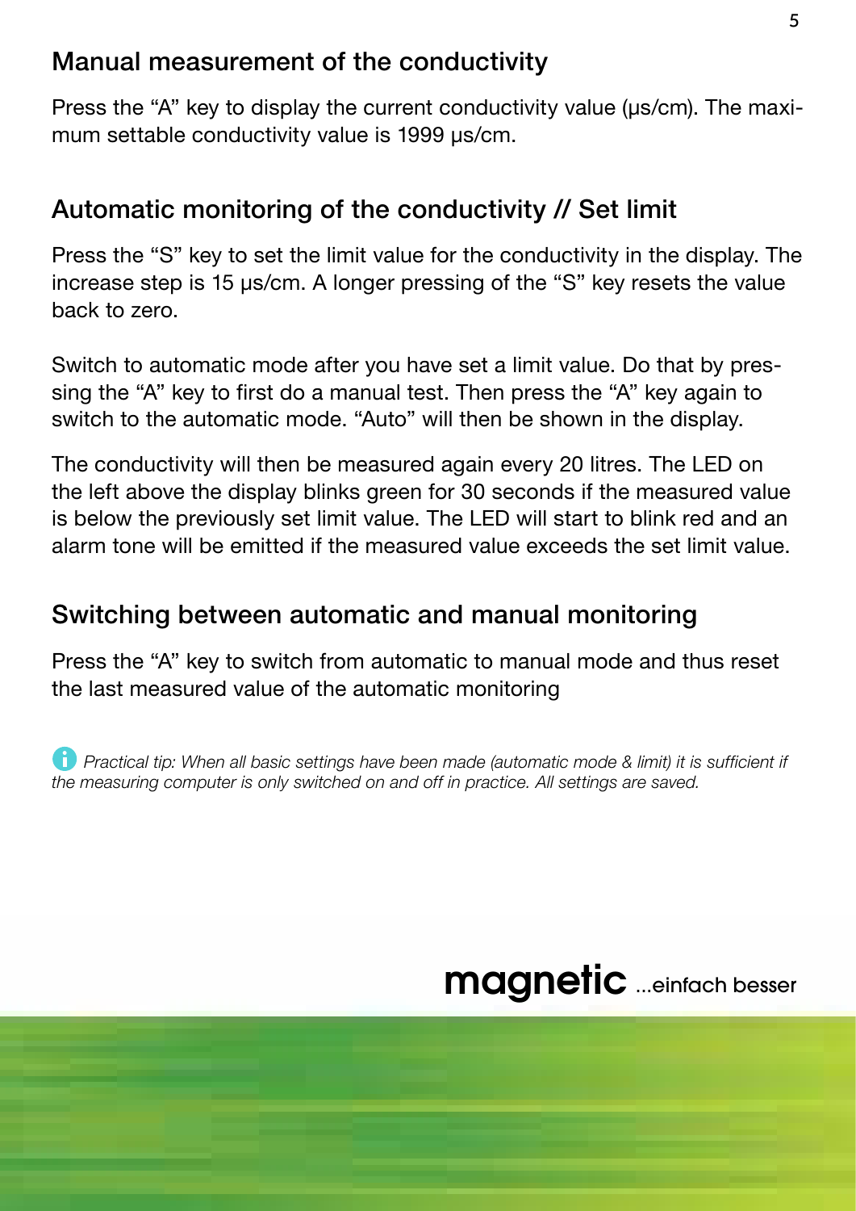## Manual measurement of the conductivity

Press the “A” key to display the current conductivity value (μs/cm). The maximum settable conductivity value is 1999 μs/cm.

## Automatic monitoring of the conductivity // Set limit

Press the “S” key to set the limit value for the conductivity in the display. The increase step is 15 μs/cm. A longer pressing of the “S” key resets the value back to zero.

Switch to automatic mode after you have set a limit value. Do that by pressing the “A” key to first do a manual test. Then press the “A” key again to switch to the automatic mode. “Auto” will then be shown in the display.

The conductivity will then be measured again every 20 litres. The LED on the left above the display blinks green for 30 seconds if the measured value is below the previously set limit value. The LED will start to blink red and an alarm tone will be emitted if the measured value exceeds the set limit value.

## Switching between automatic and manual monitoring

Press the “A” key to switch from automatic to manual mode and thus reset the last measured value of the automatic monitoring

*Practical tip: When all basic settings have been made (automatic mode & limit) it is sufficient if the measuring computer is only switched on and off in practice. All settings are saved.*

magnetic ...einfach besser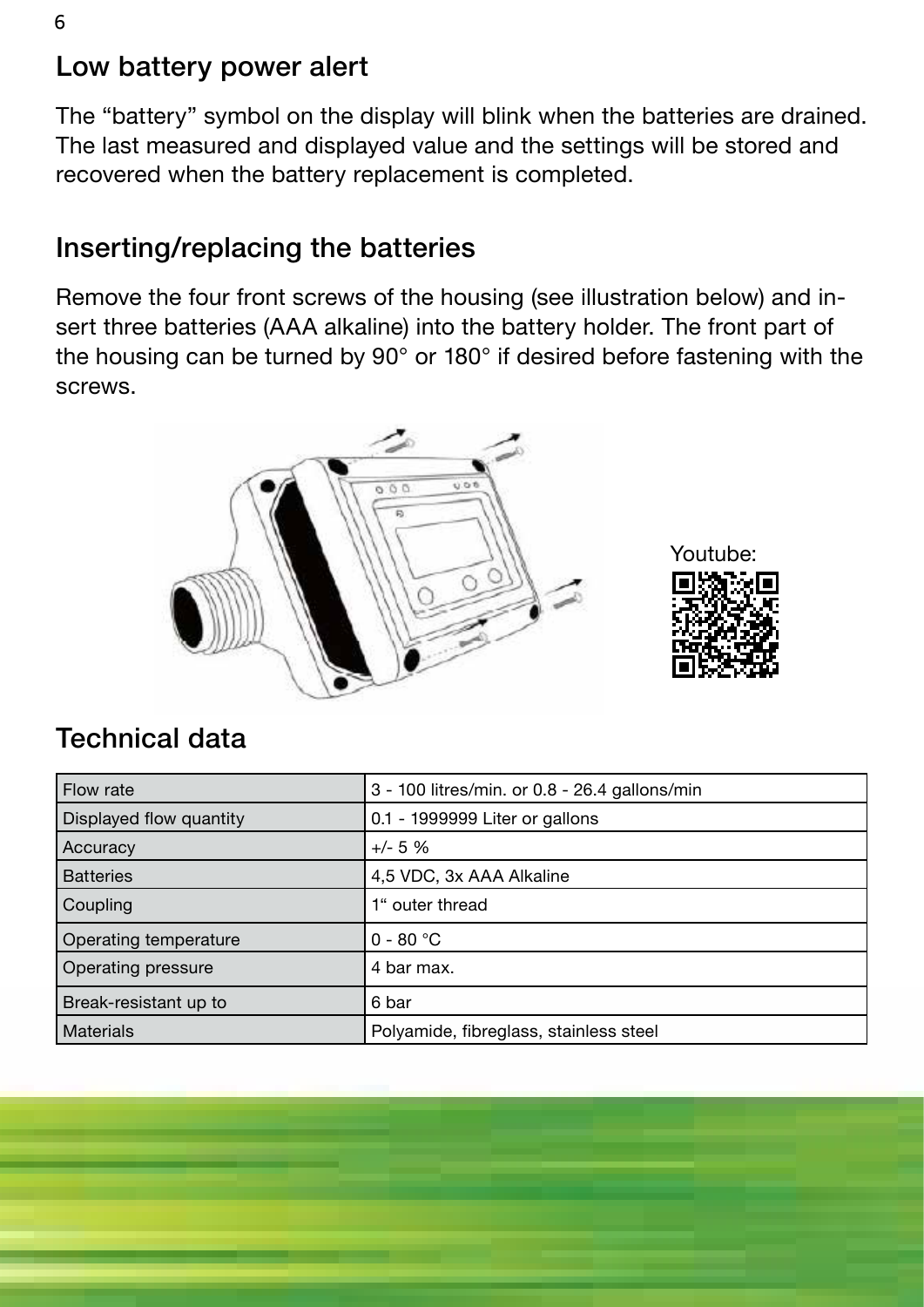## Low battery power alert

The "battery" symbol on the display will blink when the batteries are drained. The last measured and displayed value and the settings will be stored and recovered when the battery replacement is completed.

## Inserting/replacing the batteries

Remove the four front screws of the housing (see illustration below) and insert three batteries (AAA alkaline) into the battery holder. The front part of the housing can be turned by 90° or 180° if desired before fastening with the screws.

Youtube:

## Technical data

| Flow rate | 3 - 100 litres/min. or 0.8 - 26.4 gallons/min |
|---|---|
| Displayed flow quantity | 0.1 - 1999999 Liter or gallons |
| Accuracy | +/- 5 % |
| Batteries | 4,5 VDC, 3x AAA Alkaline |
| Coupling | 1" outer thread |
| Operating temperature | 0 - 80 °C |
| Operating pressure | 4 bar max. |
| Break-resistant up to | 6 bar |
| Materials | Polyamide, fibreglass, stainless steel |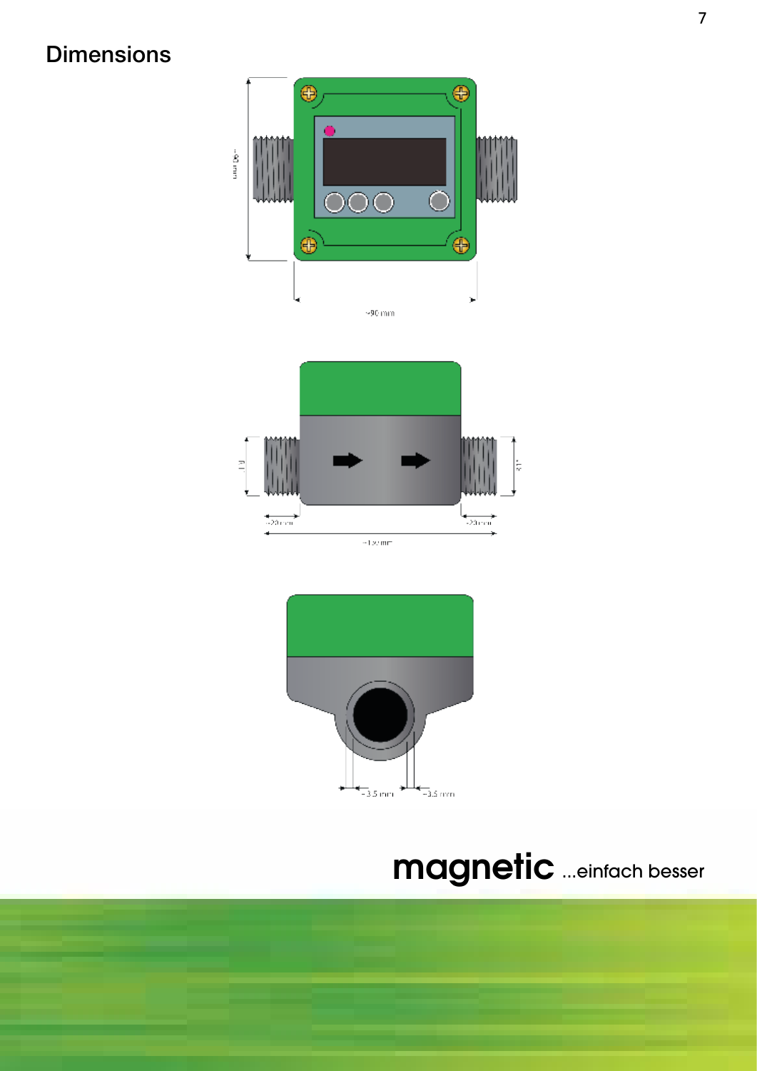# Dimensions

~80 mm

~90 mm

1/2"

1/2"

~20 mm

~20 mm

~130 mm

~3.5 mm

~3.5 mm

**magnetic** ...einfach besser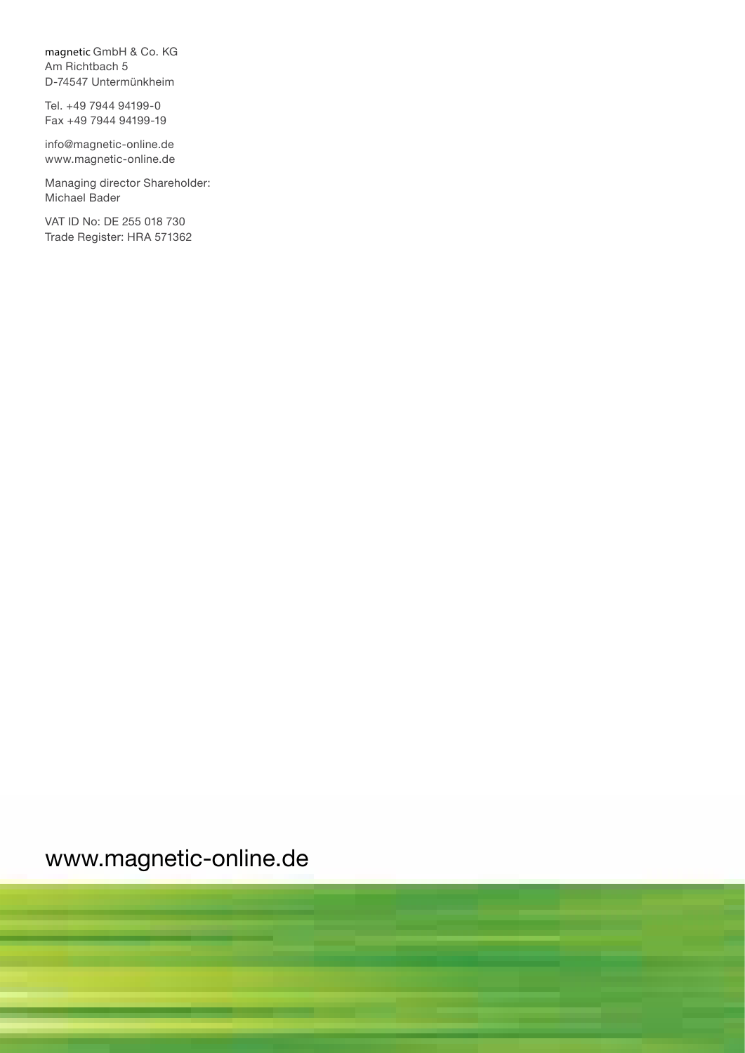magnetic GmbH & Co. KG
Am Richtbach 5
D-74547 Untermünkheim

Tel. +49 7944 94199-0
Fax +49 7944 94199-19

info@magnetic-online.de
www.magnetic-online.de

Managing director Shareholder:
Michael Bader

VAT ID No: DE 255 018 730
Trade Register: HRA 571362

www.magnetic-online.de